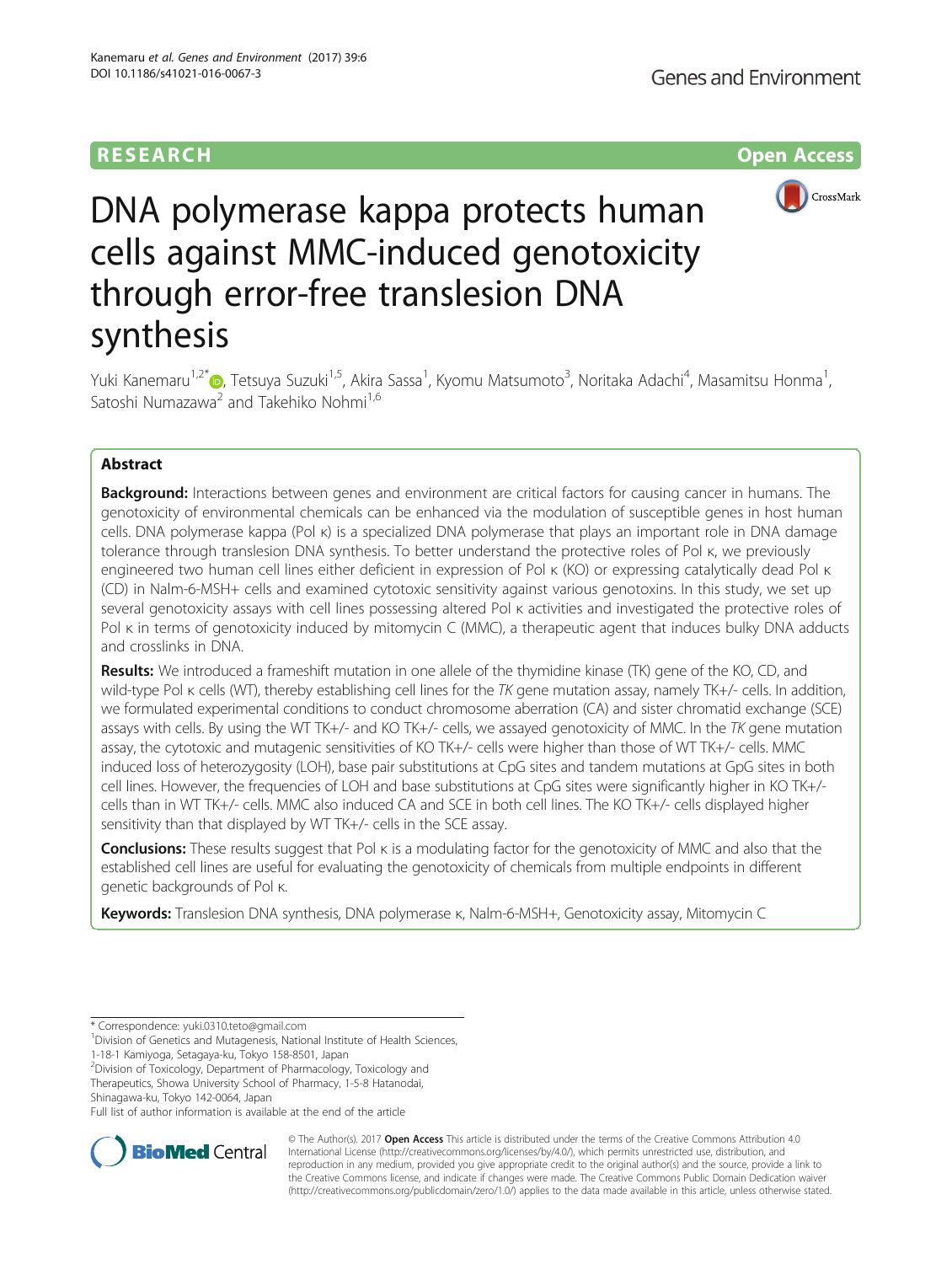RESEARCH

Open Access

# DNA polymerase kappa protects human cells against MMC-induced genotoxicity through error-free translesion DNA synthesis

Yuki Kanemaru[1,2*], Tetsuya Suzuki[1,5], Akira Sassa[1], Kyomu Matsumoto[3], Noritaka Adachi[4], Masamitsu Honma[1], Satoshi Numazawa[2] and Takehiko Nohmi[1,6]

## Abstract

**Background:** Interactions between genes and environment are critical factors for causing cancer in humans. The genotoxicity of environmental chemicals can be enhanced via the modulation of susceptible genes in host human cells. DNA polymerase kappa (Pol κ) is a specialized DNA polymerase that plays an important role in DNA damage tolerance through translesion DNA synthesis. To better understand the protective roles of Pol κ, we previously engineered two human cell lines either deficient in expression of Pol κ (KO) or expressing catalytically dead Pol κ (CD) in Nalm-6-MSH+ cells and examined cytotoxic sensitivity against various genotoxins. In this study, we set up several genotoxicity assays with cell lines possessing altered Pol κ activities and investigated the protective roles of Pol κ in terms of genotoxicity induced by mitomycin C (MMC), a therapeutic agent that induces bulky DNA adducts and crosslinks in DNA.

**Results:** We introduced a frameshift mutation in one allele of the thymidine kinase (TK) gene of the KO, CD, and wild-type Pol κ cells (WT), thereby establishing cell lines for the *TK* gene mutation assay, namely TK+/- cells. In addition, we formulated experimental conditions to conduct chromosome aberration (CA) and sister chromatid exchange (SCE) assays with cells. By using the WT TK+/- and KO TK+/- cells, we assayed genotoxicity of MMC. In the *TK* gene mutation assay, the cytotoxic and mutagenic sensitivities of KO TK+/- cells were higher than those of WT TK+/- cells. MMC induced loss of heterozygosity (LOH), base pair substitutions at CpG sites and tandem mutations at GpG sites in both cell lines. However, the frequencies of LOH and base substitutions at CpG sites were significantly higher in KO TK+/- cells than in WT TK+/- cells. MMC also induced CA and SCE in both cell lines. The KO TK+/- cells displayed higher sensitivity than that displayed by WT TK+/- cells in the SCE assay.

**Conclusions:** These results suggest that Pol κ is a modulating factor for the genotoxicity of MMC and also that the established cell lines are useful for evaluating the genotoxicity of chemicals from multiple endpoints in different genetic backgrounds of Pol κ.

**Keywords:** Translesion DNA synthesis, DNA polymerase κ, Nalm-6-MSH+, Genotoxicity assay, Mitomycin C

\* Correspondence: yuki.0310.teto@gmail.com
[1]Division of Genetics and Mutagenesis, National Institute of Health Sciences, 1-18-1 Kamiyoga, Setagaya-ku, Tokyo 158-8501, Japan
[2]Division of Toxicology, Department of Pharmacology, Toxicology and Therapeutics, Showa University School of Pharmacy, 1-5-8 Hatanodai, Shinagawa-ku, Tokyo 142-0064, Japan
Full list of author information is available at the end of the article

© The Author(s). 2017 **Open Access** This article is distributed under the terms of the Creative Commons Attribution 4.0 International License (http://creativecommons.org/licenses/by/4.0/), which permits unrestricted use, distribution, and reproduction in any medium, provided you give appropriate credit to the original author(s) and the source, provide a link to the Creative Commons license, and indicate if changes were made. The Creative Commons Public Domain Dedication waiver (http://creativecommons.org/publicdomain/zero/1.0/) applies to the data made available in this article, unless otherwise stated.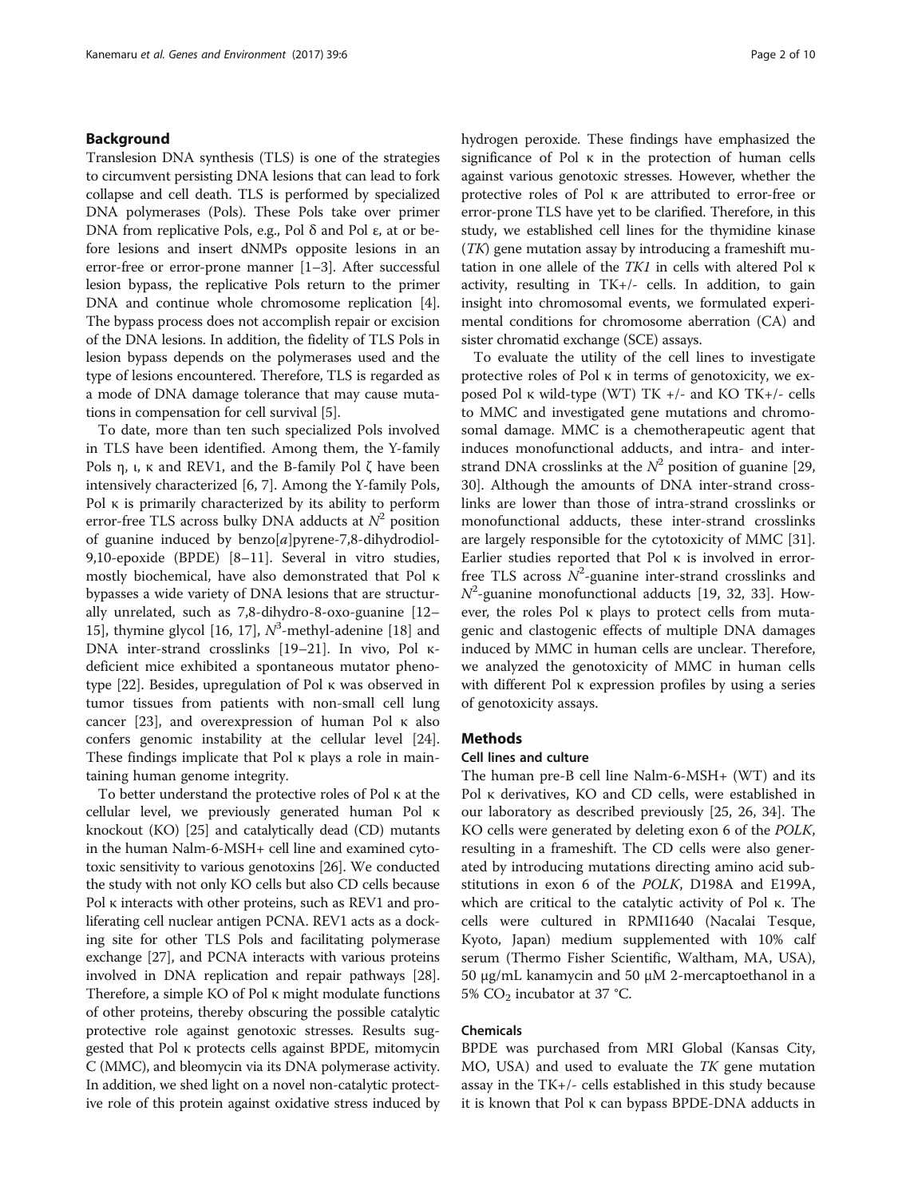## Background

Translesion DNA synthesis (TLS) is one of the strategies to circumvent persisting DNA lesions that can lead to fork collapse and cell death. TLS is performed by specialized DNA polymerases (Pols). These Pols take over primer DNA from replicative Pols, e.g., Pol δ and Pol ε, at or before lesions and insert dNMPs opposite lesions in an error-free or error-prone manner [1–3]. After successful lesion bypass, the replicative Pols return to the primer DNA and continue whole chromosome replication [4]. The bypass process does not accomplish repair or excision of the DNA lesions. In addition, the fidelity of TLS Pols in lesion bypass depends on the polymerases used and the type of lesions encountered. Therefore, TLS is regarded as a mode of DNA damage tolerance that may cause mutations in compensation for cell survival [5].

To date, more than ten such specialized Pols involved in TLS have been identified. Among them, the Y-family Pols η, ι, κ and REV1, and the B-family Pol ζ have been intensively characterized [6, 7]. Among the Y-family Pols, Pol κ is primarily characterized by its ability to perform error-free TLS across bulky DNA adducts at $N^2$ position of guanine induced by benzo[*a*]pyrene-7,8-dihydrodiol-9,10-epoxide (BPDE) [8–11]. Several in vitro studies, mostly biochemical, have also demonstrated that Pol κ bypasses a wide variety of DNA lesions that are structurally unrelated, such as 7,8-dihydro-8-oxo-guanine [12–15], thymine glycol [16, 17], $N^3$-methyl-adenine [18] and DNA inter-strand crosslinks [19–21]. In vivo, Pol κ-deficient mice exhibited a spontaneous mutator phenotype [22]. Besides, upregulation of Pol κ was observed in tumor tissues from patients with non-small cell lung cancer [23], and overexpression of human Pol κ also confers genomic instability at the cellular level [24]. These findings implicate that Pol κ plays a role in maintaining human genome integrity.

To better understand the protective roles of Pol κ at the cellular level, we previously generated human Pol κ knockout (KO) [25] and catalytically dead (CD) mutants in the human Nalm-6-MSH+ cell line and examined cytotoxic sensitivity to various genotoxins [26]. We conducted the study with not only KO cells but also CD cells because Pol κ interacts with other proteins, such as REV1 and proliferating cell nuclear antigen PCNA. REV1 acts as a docking site for other TLS Pols and facilitating polymerase exchange [27], and PCNA interacts with various proteins involved in DNA replication and repair pathways [28]. Therefore, a simple KO of Pol κ might modulate functions of other proteins, thereby obscuring the possible catalytic protective role against genotoxic stresses. Results suggested that Pol κ protects cells against BPDE, mitomycin C (MMC), and bleomycin via its DNA polymerase activity. In addition, we shed light on a novel non-catalytic protective role of this protein against oxidative stress induced by hydrogen peroxide. These findings have emphasized the significance of Pol κ in the protection of human cells against various genotoxic stresses. However, whether the protective roles of Pol κ are attributed to error-free or error-prone TLS have yet to be clarified. Therefore, in this study, we established cell lines for the thymidine kinase (*TK*) gene mutation assay by introducing a frameshift mutation in one allele of the *TK1* in cells with altered Pol κ activity, resulting in TK+/- cells. In addition, to gain insight into chromosomal events, we formulated experimental conditions for chromosome aberration (CA) and sister chromatid exchange (SCE) assays.

To evaluate the utility of the cell lines to investigate protective roles of Pol κ in terms of genotoxicity, we exposed Pol κ wild-type (WT) TK +/- and KO TK+/- cells to MMC and investigated gene mutations and chromosomal damage. MMC is a chemotherapeutic agent that induces monofunctional adducts, and intra- and inter-strand DNA crosslinks at the $N^2$ position of guanine [29, 30]. Although the amounts of DNA inter-strand crosslinks are lower than those of intra-strand crosslinks or monofunctional adducts, these inter-strand crosslinks are largely responsible for the cytotoxicity of MMC [31]. Earlier studies reported that Pol κ is involved in error-free TLS across $N^2$-guanine inter-strand crosslinks and $N^2$-guanine monofunctional adducts [19, 32, 33]. However, the roles Pol κ plays to protect cells from mutagenic and clastogenic effects of multiple DNA damages induced by MMC in human cells are unclear. Therefore, we analyzed the genotoxicity of MMC in human cells with different Pol κ expression profiles by using a series of genotoxicity assays.

## Methods

### Cell lines and culture

The human pre-B cell line Nalm-6-MSH+ (WT) and its Pol κ derivatives, KO and CD cells, were established in our laboratory as described previously [25, 26, 34]. The KO cells were generated by deleting exon 6 of the *POLK*, resulting in a frameshift. The CD cells were also generated by introducing mutations directing amino acid substitutions in exon 6 of the *POLK*, D198A and E199A, which are critical to the catalytic activity of Pol κ. The cells were cultured in RPMI1640 (Nacalai Tesque, Kyoto, Japan) medium supplemented with 10% calf serum (Thermo Fisher Scientific, Waltham, MA, USA), 50 μg/mL kanamycin and 50 μM 2-mercaptoethanol in a 5% $CO_2$ incubator at 37 °C.

### Chemicals

BPDE was purchased from MRI Global (Kansas City, MO, USA) and used to evaluate the *TK* gene mutation assay in the TK+/- cells established in this study because it is known that Pol κ can bypass BPDE-DNA adducts in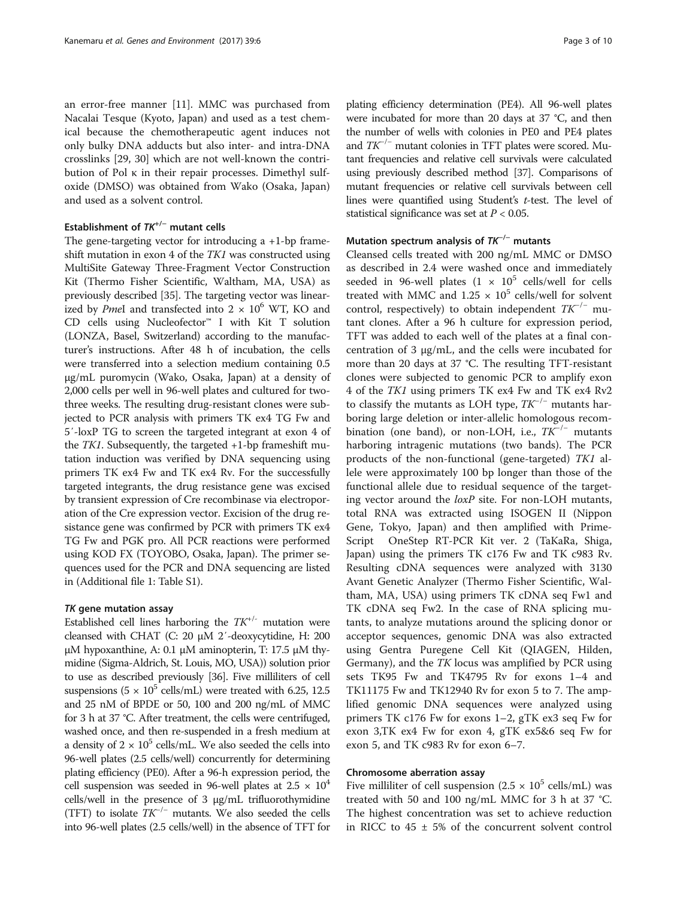an error-free manner [11]. MMC was purchased from Nacalai Tesque (Kyoto, Japan) and used as a test chemical because the chemotherapeutic agent induces not only bulky DNA adducts but also inter- and intra-DNA crosslinks [29, 30] which are not well-known the contribution of Pol κ in their repair processes. Dimethyl sulfoxide (DMSO) was obtained from Wako (Osaka, Japan) and used as a solvent control.

### Establishment of $TK^{+/-}$ mutant cells

The gene-targeting vector for introducing a +1-bp frameshift mutation in exon 4 of the *TK1* was constructed using MultiSite Gateway Three-Fragment Vector Construction Kit (Thermo Fisher Scientific, Waltham, MA, USA) as previously described [35]. The targeting vector was linearized by *Pme*I and transfected into $2 \times 10^6$ WT, KO and CD cells using Nucleofector™ I with Kit T solution (LONZA, Basel, Switzerland) according to the manufacturer's instructions. After 48 h of incubation, the cells were transferred into a selection medium containing 0.5 μg/mL puromycin (Wako, Osaka, Japan) at a density of 2,000 cells per well in 96-well plates and cultured for two-three weeks. The resulting drug-resistant clones were subjected to PCR analysis with primers TK ex4 TG Fw and 5′-loxP TG to screen the targeted integrant at exon 4 of the *TK1*. Subsequently, the targeted +1-bp frameshift mutation induction was verified by DNA sequencing using primers TK ex4 Fw and TK ex4 Rv. For the successfully targeted integrants, the drug resistance gene was excised by transient expression of Cre recombinase via electroporation of the Cre expression vector. Excision of the drug resistance gene was confirmed by PCR with primers TK ex4 TG Fw and PGK pro. All PCR reactions were performed using KOD FX (TOYOBO, Osaka, Japan). The primer sequences used for the PCR and DNA sequencing are listed in (Additional file 1: Table S1).

### *TK* gene mutation assay

Established cell lines harboring the $TK^{+/-}$ mutation were cleansed with CHAT (C: 20 μM 2′-deoxycytidine, H: 200 μM hypoxanthine, A: 0.1 μM aminopterin, T: 17.5 μM thymidine (Sigma-Aldrich, St. Louis, MO, USA)) solution prior to use as described previously [36]. Five milliliters of cell suspensions ($5 \times 10^5$ cells/mL) were treated with 6.25, 12.5 and 25 nM of BPDE or 50, 100 and 200 ng/mL of MMC for 3 h at 37 °C. After treatment, the cells were centrifuged, washed once, and then re-suspended in a fresh medium at a density of $2 \times 10^5$ cells/mL. We also seeded the cells into 96-well plates (2.5 cells/well) concurrently for determining plating efficiency (PE0). After a 96-h expression period, the cell suspension was seeded in 96-well plates at $2.5 \times 10^4$ cells/well in the presence of 3 μg/mL trifluorothymidine (TFT) to isolate $TK^{-/-}$ mutants. We also seeded the cells into 96-well plates (2.5 cells/well) in the absence of TFT for plating efficiency determination (PE4). All 96-well plates were incubated for more than 20 days at 37 °C, and then the number of wells with colonies in PE0 and PE4 plates and $TK^{-/-}$ mutant colonies in TFT plates were scored. Mutant frequencies and relative cell survivals were calculated using previously described method [37]. Comparisons of mutant frequencies or relative cell survivals between cell lines were quantified using Student's *t*-test. The level of statistical significance was set at $P < 0.05$.

### Mutation spectrum analysis of $TK^{-/-}$ mutants

Cleansed cells treated with 200 ng/mL MMC or DMSO as described in 2.4 were washed once and immediately seeded in 96-well plates ($1 \times 10^5$ cells/well for cells treated with MMC and $1.25 \times 10^5$ cells/well for solvent control, respectively) to obtain independent $TK^{-/-}$ mutant clones. After a 96 h culture for expression period, TFT was added to each well of the plates at a final concentration of 3 μg/mL, and the cells were incubated for more than 20 days at 37 °C. The resulting TFT-resistant clones were subjected to genomic PCR to amplify exon 4 of the *TK1* using primers TK ex4 Fw and TK ex4 Rv2 to classify the mutants as LOH type, $TK^{-/-}$ mutants harboring large deletion or inter-allelic homologous recombination (one band), or non-LOH, i.e., $TK^{-/-}$ mutants harboring intragenic mutations (two bands). The PCR products of the non-functional (gene-targeted) *TK1* allele were approximately 100 bp longer than those of the functional allele due to residual sequence of the targeting vector around the *loxP* site. For non-LOH mutants, total RNA was extracted using ISOGEN II (Nippon Gene, Tokyo, Japan) and then amplified with PrimeScript OneStep RT-PCR Kit ver. 2 (TaKaRa, Shiga, Japan) using the primers TK c176 Fw and TK c983 Rv. Resulting cDNA sequences were analyzed with 3130 Avant Genetic Analyzer (Thermo Fisher Scientific, Waltham, MA, USA) using primers TK cDNA seq Fw1 and TK cDNA seq Fw2. In the case of RNA splicing mutants, to analyze mutations around the splicing donor or acceptor sequences, genomic DNA was also extracted using Gentra Puregene Cell Kit (QIAGEN, Hilden, Germany), and the *TK* locus was amplified by PCR using sets TK95 Fw and TK4795 Rv for exons 1–4 and TK11175 Fw and TK12940 Rv for exon 5 to 7. The amplified genomic DNA sequences were analyzed using primers TK c176 Fw for exons 1–2, gTK ex3 seq Fw for exon 3,TK ex4 Fw for exon 4, gTK ex5&6 seq Fw for exon 5, and TK c983 Rv for exon 6–7.

### Chromosome aberration assay

Five milliliter of cell suspension ($2.5 \times 10^5$ cells/mL) was treated with 50 and 100 ng/mL MMC for 3 h at 37 °C. The highest concentration was set to achieve reduction in RICC to 45 ± 5% of the concurrent solvent control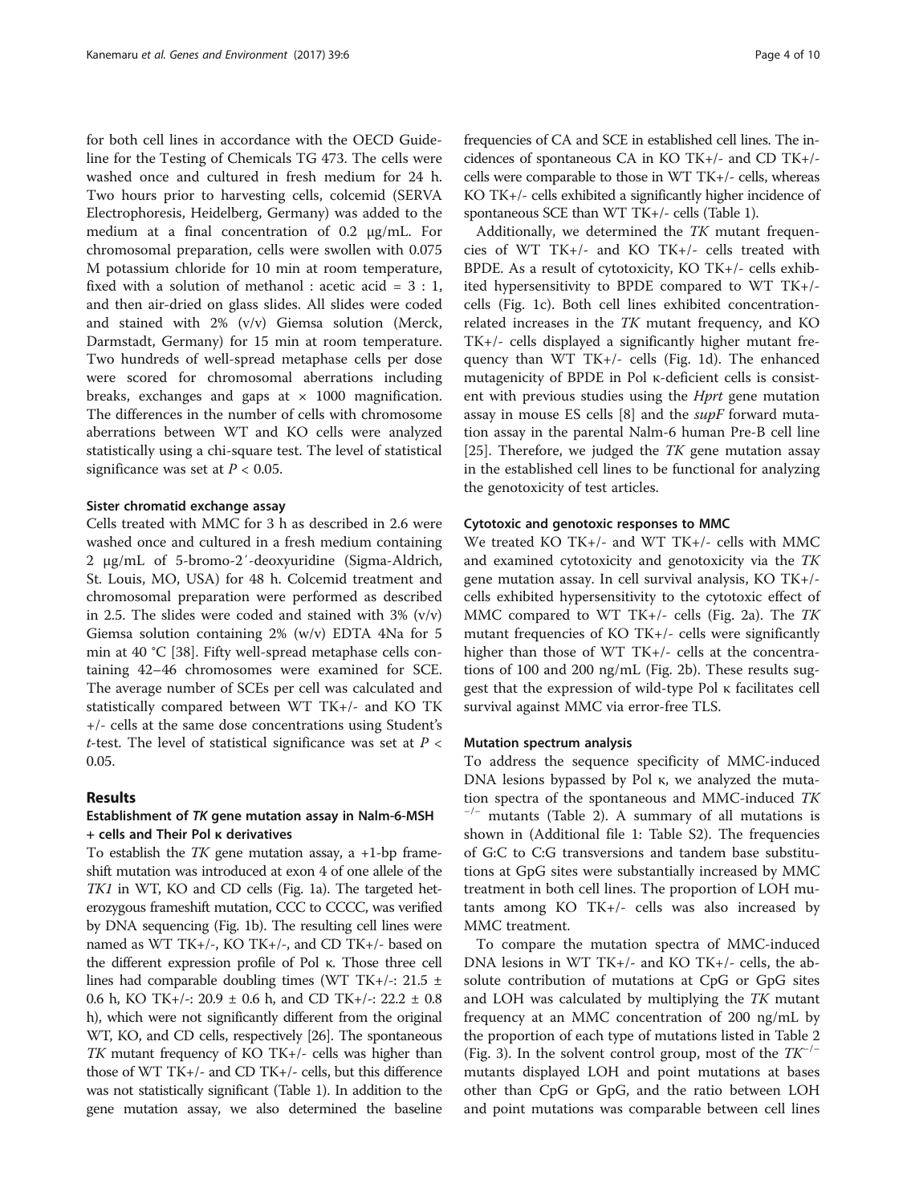for both cell lines in accordance with the OECD Guideline for the Testing of Chemicals TG 473. The cells were washed once and cultured in fresh medium for 24 h. Two hours prior to harvesting cells, colcemid (SERVA Electrophoresis, Heidelberg, Germany) was added to the medium at a final concentration of 0.2 μg/mL. For chromosomal preparation, cells were swollen with 0.075 M potassium chloride for 10 min at room temperature, fixed with a solution of methanol : acetic acid = 3 : 1, and then air-dried on glass slides. All slides were coded and stained with 2% (v/v) Giemsa solution (Merck, Darmstadt, Germany) for 15 min at room temperature. Two hundreds of well-spread metaphase cells per dose were scored for chromosomal aberrations including breaks, exchanges and gaps at × 1000 magnification. The differences in the number of cells with chromosome aberrations between WT and KO cells were analyzed statistically using a chi-square test. The level of statistical significance was set at $P < 0.05$.

#### Sister chromatid exchange assay

Cells treated with MMC for 3 h as described in 2.6 were washed once and cultured in a fresh medium containing 2 μg/mL of 5-bromo-2′-deoxyuridine (Sigma-Aldrich, St. Louis, MO, USA) for 48 h. Colcemid treatment and chromosomal preparation were performed as described in 2.5. The slides were coded and stained with 3% (v/v) Giemsa solution containing 2% (w/v) EDTA 4Na for 5 min at 40 °C [38]. Fifty well-spread metaphase cells containing 42–46 chromosomes were examined for SCE. The average number of SCEs per cell was calculated and statistically compared between WT TK+/- and KO TK +/- cells at the same dose concentrations using Student's *t*-test. The level of statistical significance was set at $P < 0.05$.

## Results

### Establishment of *TK* gene mutation assay in Nalm-6-MSH + cells and Their Pol κ derivatives

To establish the *TK* gene mutation assay, a +1-bp frameshift mutation was introduced at exon 4 of one allele of the *TK1* in WT, KO and CD cells (Fig. 1a). The targeted heterozygous frameshift mutation, CCC to CCCC, was verified by DNA sequencing (Fig. 1b). The resulting cell lines were named as WT TK+/-, KO TK+/-, and CD TK+/- based on the different expression profile of Pol κ. Those three cell lines had comparable doubling times (WT TK+/-: 21.5 ± 0.6 h, KO TK+/-: 20.9 ± 0.6 h, and CD TK+/-: 22.2 ± 0.8 h), which were not significantly different from the original WT, KO, and CD cells, respectively [26]. The spontaneous *TK* mutant frequency of KO TK+/- cells was higher than those of WT TK+/- and CD TK+/- cells, but this difference was not statistically significant (Table 1). In addition to the gene mutation assay, we also determined the baseline frequencies of CA and SCE in established cell lines. The incidences of spontaneous CA in KO TK+/- and CD TK+/- cells were comparable to those in WT TK+/- cells, whereas KO TK+/- cells exhibited a significantly higher incidence of spontaneous SCE than WT TK+/- cells (Table 1).

Additionally, we determined the *TK* mutant frequencies of WT TK+/- and KO TK+/- cells treated with BPDE. As a result of cytotoxicity, KO TK+/- cells exhibited hypersensitivity to BPDE compared to WT TK+/- cells (Fig. 1c). Both cell lines exhibited concentration-related increases in the *TK* mutant frequency, and KO TK+/- cells displayed a significantly higher mutant frequency than WT TK+/- cells (Fig. 1d). The enhanced mutagenicity of BPDE in Pol κ-deficient cells is consistent with previous studies using the *Hprt* gene mutation assay in mouse ES cells [8] and the *supF* forward mutation assay in the parental Nalm-6 human Pre-B cell line [25]. Therefore, we judged the *TK* gene mutation assay in the established cell lines to be functional for analyzing the genotoxicity of test articles.

#### Cytotoxic and genotoxic responses to MMC

We treated KO TK+/- and WT TK+/- cells with MMC and examined cytotoxicity and genotoxicity via the *TK* gene mutation assay. In cell survival analysis, KO TK+/- cells exhibited hypersensitivity to the cytotoxic effect of MMC compared to WT TK+/- cells (Fig. 2a). The *TK* mutant frequencies of KO TK+/- cells were significantly higher than those of WT TK+/- cells at the concentrations of 100 and 200 ng/mL (Fig. 2b). These results suggest that the expression of wild-type Pol κ facilitates cell survival against MMC via error-free TLS.

#### Mutation spectrum analysis

To address the sequence specificity of MMC-induced DNA lesions bypassed by Pol κ, we analyzed the mutation spectra of the spontaneous and MMC-induced *TK* $^{-/-}$ mutants (Table 2). A summary of all mutations is shown in (Additional file 1: Table S2). The frequencies of G:C to C:G transversions and tandem base substitutions at GpG sites were substantially increased by MMC treatment in both cell lines. The proportion of LOH mutants among KO TK+/- cells was also increased by MMC treatment.

To compare the mutation spectra of MMC-induced DNA lesions in WT TK+/- and KO TK+/- cells, the absolute contribution of mutations at CpG or GpG sites and LOH was calculated by multiplying the *TK* mutant frequency at an MMC concentration of 200 ng/mL by the proportion of each type of mutations listed in Table 2 (Fig. 3). In the solvent control group, most of the $TK^{-/-}$ mutants displayed LOH and point mutations at bases other than CpG or GpG, and the ratio between LOH and point mutations was comparable between cell lines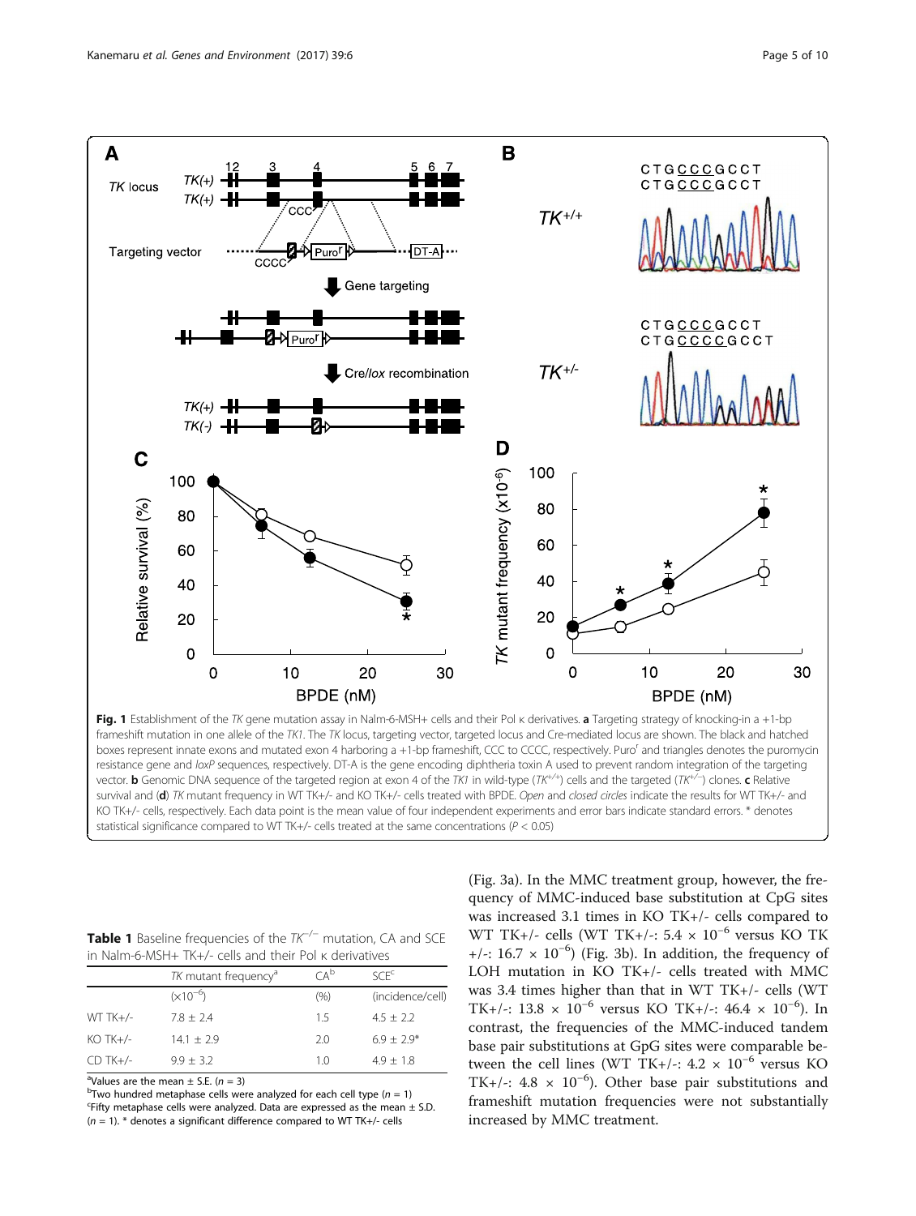**Fig. 1** Establishment of the *TK* gene mutation assay in Nalm-6-MSH+ cells and their Pol κ derivatives. **a** Targeting strategy of knocking-in a +1-bp frameshift mutation in one allele of the *TK1*. The *TK* locus, targeting vector, targeted locus and Cre-mediated locus are shown. The black and hatched boxes represent innate exons and mutated exon 4 harboring a +1-bp frameshift, CCC to CCCC, respectively. Puro$^r$ and triangles denotes the puromycin resistance gene and *loxP* sequences, respectively. DT-A is the gene encoding diphtheria toxin A used to prevent random integration of the targeting vector. **b** Genomic DNA sequence of the targeted region at exon 4 of the *TK1* in wild-type ($TK^{+/+}$) cells and the targeted ($TK^{+/-}$) clones. **c** Relative survival and (**d**) *TK* mutant frequency in WT TK+/- and KO TK+/- cells treated with BPDE. *Open* and *closed circles* indicate the results for WT TK+/- and KO TK+/- cells, respectively. Each data point is the mean value of four independent experiments and error bars indicate standard errors. * denotes statistical significance compared to WT TK+/- cells treated at the same concentrations ($P < 0.05$)

**Table 1** Baseline frequencies of the $TK^{-/-}$ mutation, CA and SCE in Nalm-6-MSH+ TK+/- cells and their Pol κ derivatives

| | *TK* mutant frequency[a] | CA[b] | SCE[c] |
|---|---|---|---|
| | ($\times 10^{-6}$) | (%) | (incidence/cell) |
| WT TK+/- | 7.8 ± 2.4 | 1.5 | 4.5 ± 2.2 |
| KO TK+/- | 14.1 ± 2.9 | 2.0 | 6.9 ± 2.9* |
| CD TK+/- | 9.9 ± 3.2 | 1.0 | 4.9 ± 1.8 |

[a]Values are the mean ± S.E. ($n = 3$)
[b]Two hundred metaphase cells were analyzed for each cell type ($n = 1$)
[c]Fifty metaphase cells were analyzed. Data are expressed as the mean ± S.D. ($n = 1$). * denotes a significant difference compared to WT TK+/- cells

(Fig. 3a). In the MMC treatment group, however, the frequency of MMC-induced base substitution at CpG sites was increased 3.1 times in KO TK+/- cells compared to WT TK+/- cells (WT TK+/-: 5.4 × $10^{-6}$ versus KO TK +/-: 16.7 × $10^{-6}$) (Fig. 3b). In addition, the frequency of LOH mutation in KO TK+/- cells treated with MMC was 3.4 times higher than that in WT TK+/- cells (WT TK+/-: 13.8 × $10^{-6}$ versus KO TK+/-: 46.4 × $10^{-6}$). In contrast, the frequencies of the MMC-induced tandem base pair substitutions at GpG sites were comparable between the cell lines (WT TK+/-: 4.2 × $10^{-6}$ versus KO TK+/-: 4.8 × $10^{-6}$). Other base pair substitutions and frameshift mutation frequencies were not substantially increased by MMC treatment.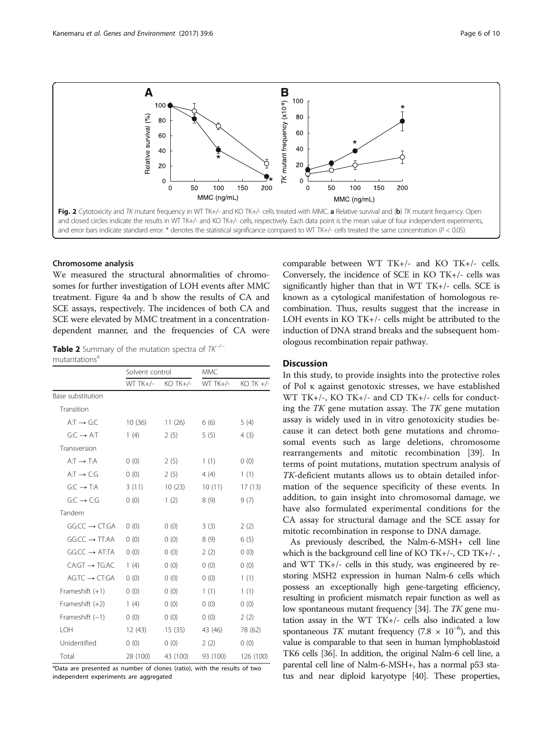Fig. 2 Cytotoxicity and *TK* mutant frequency in WT TK+/- and KO TK+/- cells treated with MMC. **a** Relative survival and (**b**) *TK* mutant frequency. Open and closed circles indicate the results in WT TK+/- and KO TK+/- cells, respectively. Each data point is the mean value of four independent experiments, and error bars indicate standard error. * denotes the statistical significance compared to WT TK+/- cells treated the same concentration ($P < 0.05$)

### Chromosome analysis

We measured the structural abnormalities of chromosomes for further investigation of LOH events after MMC treatment. Figure 4a and b show the results of CA and SCE assays, respectively. The incidences of both CA and SCE were elevated by MMC treatment in a concentration-dependent manner, and the frequencies of CA were comparable between WT TK+/- and KO TK+/- cells. Conversely, the incidence of SCE in KO TK+/- cells was significantly higher than that in WT TK+/- cells. SCE is known as a cytological manifestation of homologous recombination. Thus, results suggest that the increase in LOH events in KO TK+/- cells might be attributed to the induction of DNA strand breaks and the subsequent homologous recombination repair pathway.

**Table 2** Summary of the mutation spectra of $TK^{-/-}$ mutantations[a]

| | Solvent control | | MMC | |
|---|---|---|---|---|
| | WT TK+/- | KO TK+/- | WT TK+/- | KO TK +/- |
| Base substitution | | | | |
| Transition | | | | |
| A:T → G:C | 10 (36) | 11 (26) | 6 (6) | 5 (4) |
| G:C → A:T | 1 (4) | 2 (5) | 5 (5) | 4 (3) |
| Transversion | | | | |
| A:T → T:A | 0 (0) | 2 (5) | 1 (1) | 0 (0) |
| A:T → C:G | 0 (0) | 2 (5) | 4 (4) | 1 (1) |
| G:C → T:A | 3 (11) | 10 (23) | 10 (11) | 17 (13) |
| G:C → C:G | 0 (0) | 1 (2) | 8 (9) | 9 (7) |
| Tandem | | | | |
| GG:CC → CT:GA | 0 (0) | 0 (0) | 3 (3) | 2 (2) |
| GG:CC → TT:AA | 0 (0) | 0 (0) | 8 (9) | 6 (5) |
| GG:CC → AT:TA | 0 (0) | 0 (0) | 2 (2) | 0 (0) |
| CA:GT → TG:AC | 1 (4) | 0 (0) | 0 (0) | 0 (0) |
| AG:TC → CT:GA | 0 (0) | 0 (0) | 0 (0) | 1 (1) |
| Frameshift (+1) | 0 (0) | 0 (0) | 1 (1) | 1 (1) |
| Frameshift (+2) | 1 (4) | 0 (0) | 0 (0) | 0 (0) |
| Frameshift (−1) | 0 (0) | 0 (0) | 0 (0) | 2 (2) |
| LOH | 12 (43) | 15 (35) | 43 (46) | 78 (62) |
| Unidentified | 0 (0) | 0 (0) | 2 (2) | 0 (0) |
| Total | 28 (100) | 43 (100) | 93 (100) | 126 (100) |

[a]Data are presented as number of clones (ratio), with the results of two independent experiments are aggregated

## Discussion

In this study, to provide insights into the protective roles of Pol κ against genotoxic stresses, we have established WT TK+/-, KO TK+/- and CD TK+/- cells for conducting the *TK* gene mutation assay. The *TK* gene mutation assay is widely used in in vitro genotoxicity studies because it can detect both gene mutations and chromosomal events such as large deletions, chromosome rearrangements and mitotic recombination [39]. In terms of point mutations, mutation spectrum analysis of *TK*-deficient mutants allows us to obtain detailed information of the sequence specificity of these events. In addition, to gain insight into chromosomal damage, we have also formulated experimental conditions for the CA assay for structural damage and the SCE assay for mitotic recombination in response to DNA damage.

As previously described, the Nalm-6-MSH+ cell line which is the background cell line of KO TK+/-, CD TK+/- , and WT TK+/- cells in this study, was engineered by restoring MSH2 expression in human Nalm-6 cells which possess an exceptionally high gene-targeting efficiency, resulting in proficient mismatch repair function as well as low spontaneous mutant frequency [34]. The *TK* gene mutation assay in the WT TK+/- cells also indicated a low spontaneous *TK* mutant frequency ($7.8 \times 10^{-6}$), and this value is comparable to that seen in human lymphoblastoid TK6 cells [36]. In addition, the original Nalm-6 cell line, a parental cell line of Nalm-6-MSH+, has a normal p53 status and near diploid karyotype [40]. These properties,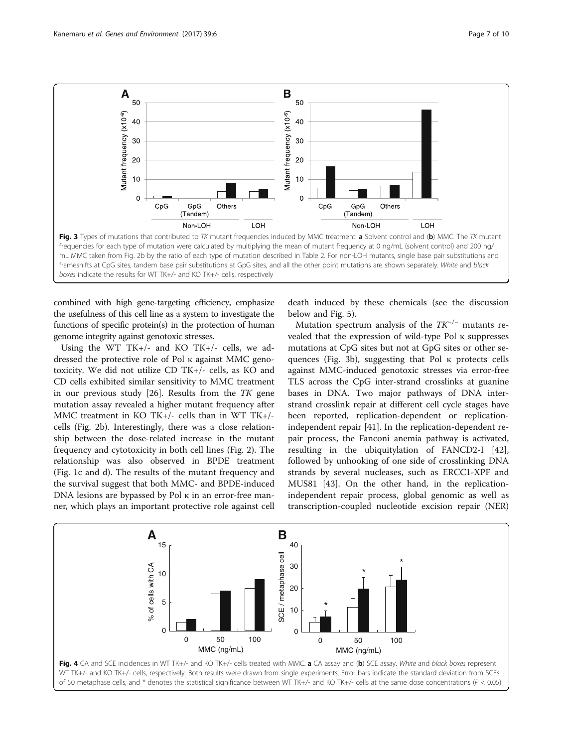Fig. 3 Types of mutations that contributed to *TK* mutant frequencies induced by MMC treatment. **a** Solvent control and (**b**) MMC. The *TK* mutant frequencies for each type of mutation were calculated by multiplying the mean of mutant frequency at 0 ng/mL (solvent control) and 200 ng/mL MMC taken from Fig. 2b by the ratio of each type of mutation described in Table 2. For non-LOH mutants, single base pair substitutions and frameshifts at CpG sites, tandem base pair substitutions at GpG sites, and all the other point mutations are shown separately. *White* and *black boxes* indicate the results for WT TK+/- and KO TK+/- cells, respectively

combined with high gene-targeting efficiency, emphasize the usefulness of this cell line as a system to investigate the functions of specific protein(s) in the protection of human genome integrity against genotoxic stresses.

Using the WT TK+/- and KO TK+/- cells, we addressed the protective role of Pol κ against MMC genotoxicity. We did not utilize CD TK+/- cells, as KO and CD cells exhibited similar sensitivity to MMC treatment in our previous study [26]. Results from the *TK* gene mutation assay revealed a higher mutant frequency after MMC treatment in KO TK+/- cells than in WT TK+/- cells (Fig. 2b). Interestingly, there was a close relationship between the dose-related increase in the mutant frequency and cytotoxicity in both cell lines (Fig. 2). The relationship was also observed in BPDE treatment (Fig. 1c and d). The results of the mutant frequency and the survival suggest that both MMC- and BPDE-induced DNA lesions are bypassed by Pol κ in an error-free manner, which plays an important protective role against cell death induced by these chemicals (see the discussion below and Fig. 5).

Mutation spectrum analysis of the $TK^{-/-}$ mutants revealed that the expression of wild-type Pol κ suppresses mutations at CpG sites but not at GpG sites or other sequences (Fig. 3b), suggesting that Pol κ protects cells against MMC-induced genotoxic stresses via error-free TLS across the CpG inter-strand crosslinks at guanine bases in DNA. Two major pathways of DNA inter-strand crosslink repair at different cell cycle stages have been reported, replication-dependent or replication-independent repair [41]. In the replication-dependent repair process, the Fanconi anemia pathway is activated, resulting in the ubiquitylation of FANCD2-I [42], followed by unhooking of one side of crosslinking DNA strands by several nucleases, such as ERCC1-XPF and MUS81 [43]. On the other hand, in the replication-independent repair process, global genomic as well as transcription-coupled nucleotide excision repair (NER)

Fig. 4 CA and SCE incidences in WT TK+/- and KO TK+/- cells treated with MMC. **a** CA assay and (**b**) SCE assay. *White* and *black boxes* represent WT TK+/- and KO TK+/- cells, respectively. Both results were drawn from single experiments. Error bars indicate the standard deviation from SCEs of 50 metaphase cells, and * denotes the statistical significance between WT TK+/- and KO TK+/- cells at the same dose concentrations ($P < 0.05$)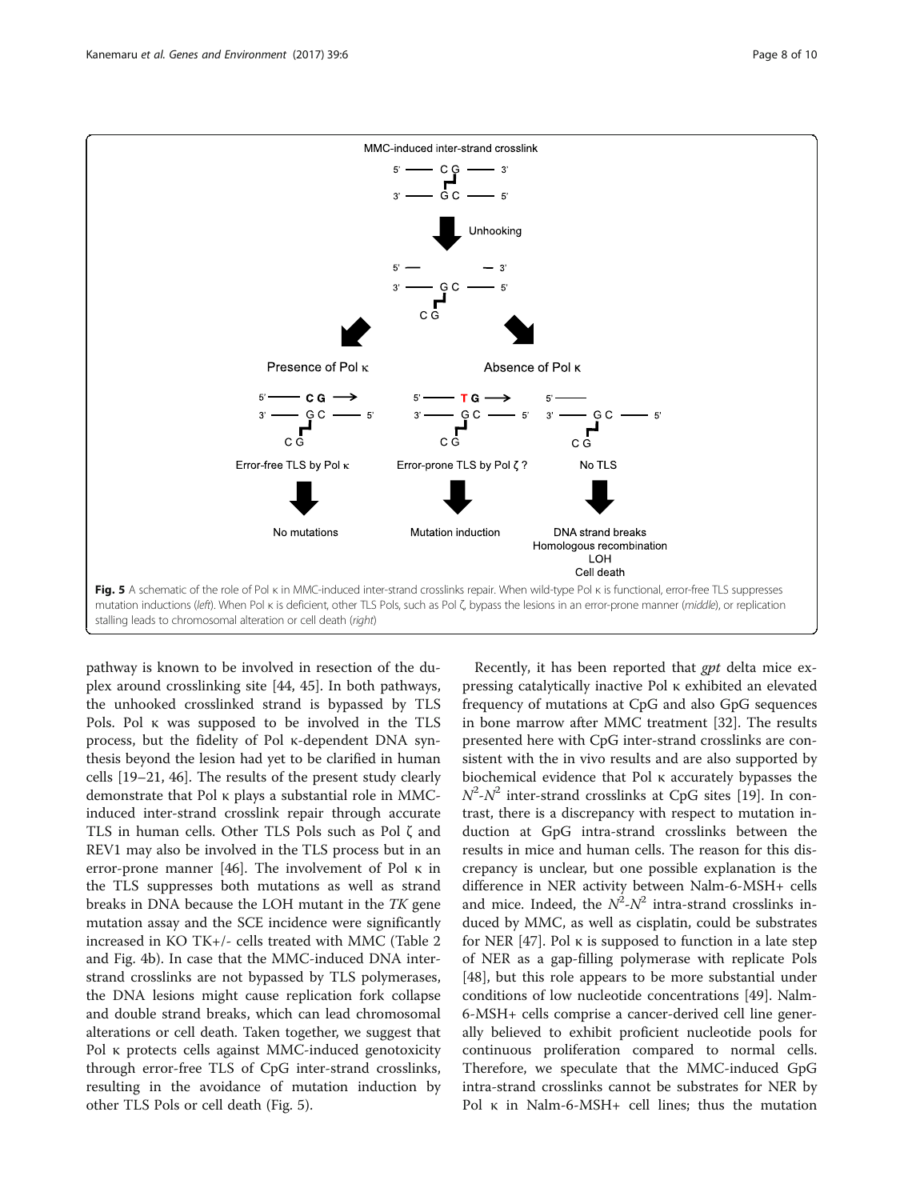MMC-induced inter-strand crosslink

Unhooking

Presence of Pol κ

Absence of Pol κ

Error-free TLS by Pol κ

Error-prone TLS by Pol ζ ?

No TLS

No mutations

Mutation induction

DNA strand breaks
Homologous recombination
LOH
Cell death

**Fig. 5** A schematic of the role of Pol κ in MMC-induced inter-strand crosslinks repair. When wild-type Pol κ is functional, error-free TLS suppresses mutation inductions (*left*). When Pol κ is deficient, other TLS Pols, such as Pol ζ, bypass the lesions in an error-prone manner (*middle*), or replication stalling leads to chromosomal alteration or cell death (*right*)

pathway is known to be involved in resection of the duplex around crosslinking site [44, 45]. In both pathways, the unhooked crosslinked strand is bypassed by TLS Pols. Pol κ was supposed to be involved in the TLS process, but the fidelity of Pol κ-dependent DNA synthesis beyond the lesion had yet to be clarified in human cells [19–21, 46]. The results of the present study clearly demonstrate that Pol κ plays a substantial role in MMC-induced inter-strand crosslink repair through accurate TLS in human cells. Other TLS Pols such as Pol ζ and REV1 may also be involved in the TLS process but in an error-prone manner [46]. The involvement of Pol κ in the TLS suppresses both mutations as well as strand breaks in DNA because the LOH mutant in the *TK* gene mutation assay and the SCE incidence were significantly increased in KO TK+/- cells treated with MMC (Table 2 and Fig. 4b). In case that the MMC-induced DNA inter-strand crosslinks are not bypassed by TLS polymerases, the DNA lesions might cause replication fork collapse and double strand breaks, which can lead chromosomal alterations or cell death. Taken together, we suggest that Pol κ protects cells against MMC-induced genotoxicity through error-free TLS of CpG inter-strand crosslinks, resulting in the avoidance of mutation induction by other TLS Pols or cell death (Fig. 5).

Recently, it has been reported that *gpt* delta mice expressing catalytically inactive Pol κ exhibited an elevated frequency of mutations at CpG and also GpG sequences in bone marrow after MMC treatment [32]. The results presented here with CpG inter-strand crosslinks are consistent with the in vivo results and are also supported by biochemical evidence that Pol κ accurately bypasses the $N^2$-$N^2$ inter-strand crosslinks at CpG sites [19]. In contrast, there is a discrepancy with respect to mutation induction at GpG intra-strand crosslinks between the results in mice and human cells. The reason for this discrepancy is unclear, but one possible explanation is the difference in NER activity between Nalm-6-MSH+ cells and mice. Indeed, the $N^2$-$N^2$ intra-strand crosslinks induced by MMC, as well as cisplatin, could be substrates for NER [47]. Pol κ is supposed to function in a late step of NER as a gap-filling polymerase with replicate Pols [48], but this role appears to be more substantial under conditions of low nucleotide concentrations [49]. Nalm-6-MSH+ cells comprise a cancer-derived cell line generally believed to exhibit proficient nucleotide pools for continuous proliferation compared to normal cells. Therefore, we speculate that the MMC-induced GpG intra-strand crosslinks cannot be substrates for NER by Pol κ in Nalm-6-MSH+ cell lines; thus the mutation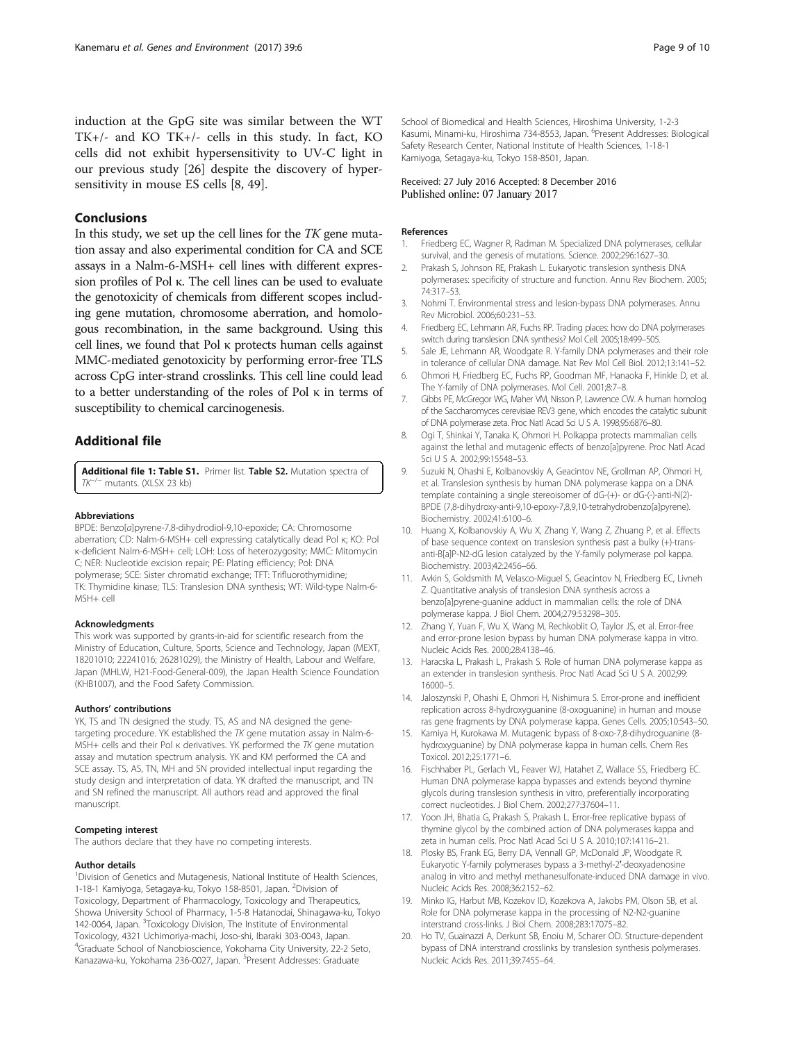induction at the GpG site was similar between the WT TK+/- and KO TK+/- cells in this study. In fact, KO cells did not exhibit hypersensitivity to UV-C light in our previous study [26] despite the discovery of hypersensitivity in mouse ES cells [8, 49].

## Conclusions

In this study, we set up the cell lines for the *TK* gene mutation assay and also experimental condition for CA and SCE assays in a Nalm-6-MSH+ cell lines with different expression profiles of Pol κ. The cell lines can be used to evaluate the genotoxicity of chemicals from different scopes including gene mutation, chromosome aberration, and homologous recombination, in the same background. Using this cell lines, we found that Pol κ protects human cells against MMC-mediated genotoxicity by performing error-free TLS across CpG inter-strand crosslinks. This cell line could lead to a better understanding of the roles of Pol κ in terms of susceptibility to chemical carcinogenesis.

## Additional file

**Additional file 1: Table S1.** Primer list. **Table S2.** Mutation spectra of $TK^{-/-}$ mutants. (XLSX 23 kb)

#### Abbreviations

BPDE: Benzo[*a*]pyrene-7,8-dihydrodiol-9,10-epoxide; CA: Chromosome aberration; CD: Nalm-6-MSH+ cell expressing catalytically dead Pol κ; KO: Pol κ-deficient Nalm-6-MSH+ cell; LOH: Loss of heterozygosity; MMC: Mitomycin C; NER: Nucleotide excision repair; PE: Plating efficiency; Pol: DNA polymerase; SCE: Sister chromatid exchange; TFT: Trifluorothymidine; TK: Thymidine kinase; TLS: Translesion DNA synthesis; WT: Wild-type Nalm-6-MSH+ cell

#### Acknowledgments

This work was supported by grants-in-aid for scientific research from the Ministry of Education, Culture, Sports, Science and Technology, Japan (MEXT, 18201010; 22241016; 26281029), the Ministry of Health, Labour and Welfare, Japan (MHLW, H21-Food-General-009), the Japan Health Science Foundation (KHB1007), and the Food Safety Commission.

#### Authors' contributions

YK, TS and TN designed the study. TS, AS and NA designed the gene-targeting procedure. YK established the *TK* gene mutation assay in Nalm-6-MSH+ cells and their Pol κ derivatives. YK performed the *TK* gene mutation assay and mutation spectrum analysis. YK and KM performed the CA and SCE assay. TS, AS, TN, MH and SN provided intellectual input regarding the study design and interpretation of data. YK drafted the manuscript, and TN and SN refined the manuscript. All authors read and approved the final manuscript.

#### Competing interest

The authors declare that they have no competing interests.

#### Author details

[1]Division of Genetics and Mutagenesis, National Institute of Health Sciences, 1-18-1 Kamiyoga, Setagaya-ku, Tokyo 158-8501, Japan. [2]Division of Toxicology, Department of Pharmacology, Toxicology and Therapeutics, Showa University School of Pharmacy, 1-5-8 Hatanodai, Shinagawa-ku, Tokyo 142-0064, Japan. [3]Toxicology Division, The Institute of Environmental Toxicology, 4321 Uchimoriya-machi, Joso-shi, Ibaraki 303-0043, Japan. [4]Graduate School of Nanobioscience, Yokohama City University, 22-2 Seto, Kanazawa-ku, Yokohama 236-0027, Japan. [5]Present Addresses: Graduate School of Biomedical and Health Sciences, Hiroshima University, 1-2-3 Kasumi, Minami-ku, Hiroshima 734-8553, Japan. [6]Present Addresses: Biological Safety Research Center, National Institute of Health Sciences, 1-18-1 Kamiyoga, Setagaya-ku, Tokyo 158-8501, Japan.

Received: 27 July 2016 Accepted: 8 December 2016
Published online: 07 January 2017

#### References

1. Friedberg EC, Wagner R, Radman M. Specialized DNA polymerases, cellular survival, and the genesis of mutations. Science. 2002;296:1627–30.
2. Prakash S, Johnson RE, Prakash L. Eukaryotic translesion synthesis DNA polymerases: specificity of structure and function. Annu Rev Biochem. 2005; 74:317–53.
3. Nohmi T. Environmental stress and lesion-bypass DNA polymerases. Annu Rev Microbiol. 2006;60:231–53.
4. Friedberg EC, Lehmann AR, Fuchs RP. Trading places: how do DNA polymerases switch during translesion DNA synthesis? Mol Cell. 2005;18:499–505.
5. Sale JE, Lehmann AR, Woodgate R. Y-family DNA polymerases and their role in tolerance of cellular DNA damage. Nat Rev Mol Cell Biol. 2012;13:141–52.
6. Ohmori H, Friedberg EC, Fuchs RP, Goodman MF, Hanaoka F, Hinkle D, et al. The Y-family of DNA polymerases. Mol Cell. 2001;8:7–8.
7. Gibbs PE, McGregor WG, Maher VM, Nisson P, Lawrence CW. A human homolog of the Saccharomyces cerevisiae REV3 gene, which encodes the catalytic subunit of DNA polymerase zeta. Proc Natl Acad Sci U S A. 1998;95:6876–80.
8. Ogi T, Shinkai Y, Tanaka K, Ohmori H. Polkappa protects mammalian cells against the lethal and mutagenic effects of benzo[a]pyrene. Proc Natl Acad Sci U S A. 2002;99:15548–53.
9. Suzuki N, Ohashi E, Kolbanovskiy A, Geacintov NE, Grollman AP, Ohmori H, et al. Translesion synthesis by human DNA polymerase kappa on a DNA template containing a single stereoisomer of dG-(+)- or dG-(-)-anti-N(2)-BPDE (7,8-dihydroxy-anti-9,10-epoxy-7,8,9,10-tetrahydrobenzo[a]pyrene). Biochemistry. 2002;41:6100–6.
10. Huang X, Kolbanovskiy A, Wu X, Zhang Y, Wang Z, Zhuang P, et al. Effects of base sequence context on translesion synthesis past a bulky (+)-trans-anti-B[a]P-N2-dG lesion catalyzed by the Y-family polymerase pol kappa. Biochemistry. 2003;42:2456–66.
11. Avkin S, Goldsmith M, Velasco-Miguel S, Geacintov N, Friedberg EC, Livneh Z. Quantitative analysis of translesion DNA synthesis across a benzo[a]pyrene-guanine adduct in mammalian cells: the role of DNA polymerase kappa. J Biol Chem. 2004;279:53298–305.
12. Zhang Y, Yuan F, Wu X, Wang M, Rechkoblit O, Taylor JS, et al. Error-free and error-prone lesion bypass by human DNA polymerase kappa in vitro. Nucleic Acids Res. 2000;28:4138–46.
13. Haracska L, Prakash L, Prakash S. Role of human DNA polymerase kappa as an extender in translesion synthesis. Proc Natl Acad Sci U S A. 2002;99: 16000–5.
14. Jaloszynski P, Ohashi E, Ohmori H, Nishimura S. Error-prone and inefficient replication across 8-hydroxyguanine (8-oxoguanine) in human and mouse ras gene fragments by DNA polymerase kappa. Genes Cells. 2005;10:543–50.
15. Kamiya H, Kurokawa M. Mutagenic bypass of 8-oxo-7,8-dihydroguanine (8-hydroxyguanine) by DNA polymerase kappa in human cells. Chem Res Toxicol. 2012;25:1771–6.
16. Fischhaber PL, Gerlach VL, Feaver WJ, Hatahet Z, Wallace SS, Friedberg EC. Human DNA polymerase kappa bypasses and extends beyond thymine glycols during translesion synthesis in vitro, preferentially incorporating correct nucleotides. J Biol Chem. 2002;277:37604–11.
17. Yoon JH, Bhatia G, Prakash S, Prakash L. Error-free replicative bypass of thymine glycol by the combined action of DNA polymerases kappa and zeta in human cells. Proc Natl Acad Sci U S A. 2010;107:14116–21.
18. Plosky BS, Frank EG, Berry DA, Vennall GP, McDonald JP, Woodgate R. Eukaryotic Y-family polymerases bypass a 3-methyl-2′-deoxyadenosine analog in vitro and methyl methanesulfonate-induced DNA damage in vivo. Nucleic Acids Res. 2008;36:2152–62.
19. Minko IG, Harbut MB, Kozekov ID, Kozekova A, Jakobs PM, Olson SB, et al. Role for DNA polymerase kappa in the processing of N2-N2-guanine interstrand cross-links. J Biol Chem. 2008;283:17075–82.
20. Ho TV, Guainazzi A, Derkunt SB, Enoiu M, Scharer OD. Structure-dependent bypass of DNA interstrand crosslinks by translesion synthesis polymerases. Nucleic Acids Res. 2011;39:7455–64.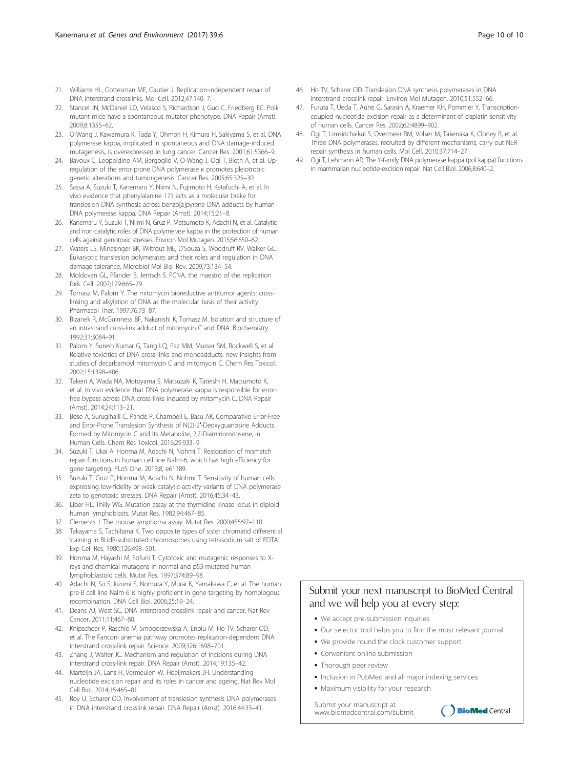21. Williams HL, Gottesman ME, Gautier J. Replication-independent repair of DNA interstrand crosslinks. Mol Cell. 2012;47:140–7.
22. Stancel JN, McDaniel LD, Velasco S, Richardson J, Guo C, Friedberg EC. Polk mutant mice have a spontaneous mutator phenotype. DNA Repair (Amst). 2009;8:1355–62.
23. O-Wang J, Kawamura K, Tada Y, Ohmori H, Kimura H, Sakiyama S, et al. DNA polymerase kappa, implicated in spontaneous and DNA damage-induced mutagenesis, is overexpressed in lung cancer. Cancer Res. 2001;61:5366–9.
24. Bavoux C, Leopoldino AM, Bergoglio V, O-Wang J, Ogi T, Bieth A, et al. Up-regulation of the error-prone DNA polymerase κ promotes pleiotropic genetic alterations and tumorigenesis. Cancer Res. 2005;65:325–30.
25. Sassa A, Suzuki T, Kanemaru Y, Niimi N, Fujimoto H, Katafuchi A, et al. In vivo evidence that phenylalanine 171 acts as a molecular brake for translesion DNA synthesis across benzo[a]pyrene DNA adducts by human DNA polymerase kappa. DNA Repair (Amst). 2014;15:21–8.
26. Kanemaru Y, Suzuki T, Niimi N, Gruz P, Matsumoto K, Adachi N, et al. Catalytic and non-catalytic roles of DNA polymerase kappa in the protection of human cells against genotoxic stresses. Environ Mol Mutagen. 2015;56:650–62.
27. Waters LS, Minesinger BK, Wiltrout ME, D'Souza S, Woodruff RV, Walker GC. Eukaryotic translesion polymerases and their roles and regulation in DNA damage tolerance. Microbiol Mol Biol Rev. 2009;73:134–54.
28. Moldovan GL, Pfander B, Jentsch S. PCNA, the maestro of the replication fork. Cell. 2007;129:665–79.
29. Tomasz M, Palom Y. The mitomycin bioreductive antitumor agents: cross-linking and alkylation of DNA as the molecular basis of their activity. Pharmacol Ther. 1997;76:73–87.
30. Bizanek R, McGuinness BF, Nakanishi K, Tomasz M. Isolation and structure of an intrastrand cross-link adduct of mitomycin C and DNA. Biochemistry. 1992;31:3084–91.
31. Palom Y, Suresh Kumar G, Tang LQ, Paz MM, Musser SM, Rockwell S, et al. Relative toxicities of DNA cross-links and monoadducts: new insights from studies of decarbamoyl mitomycin C and mitomycin C. Chem Res Toxicol. 2002;15:1398–406.
32. Takeiri A, Wada NA, Motoyama S, Matsuzaki K, Tateishi H, Matsumoto K, et al. In vivo evidence that DNA polymerase kappa is responsible for error-free bypass across DNA cross-links induced by mitomycin C. DNA Repair (Amst). 2014;24:113–21.
33. Bose A, Surugihalli C, Pande P, Champeil E, Basu AK. Comparative Error-Free and Error-Prone Translesion Synthesis of N(2)-2′-Deoxyguanosine Adducts Formed by Mitomycin C and Its Metabolite, 2,7-Diaminomitosene, in Human Cells. Chem Res Toxicol. 2016;29:933–9.
34. Suzuki T, Ukai A, Honma M, Adachi N, Nohmi T. Restoration of mismatch repair functions in human cell line Nalm-6, which has high efficiency for gene targeting. PLoS One. 2013;8, e61189.
35. Suzuki T, Gruz P, Honma M, Adachi N, Nohmi T. Sensitivity of human cells expressing low-fidelity or weak-catalytic-activity variants of DNA polymerase zeta to genotoxic stresses. DNA Repair (Amst). 2016;45:34–43.
36. Liber HL, Thilly WG. Mutation assay at the thymidine kinase locus in diploid human lymphoblasts. Mutat Res. 1982;94:467–85.
37. Clements J. The mouse lymphoma assay. Mutat Res. 2000;455:97–110.
38. Takayama S, Tachibana K. Two opposite types of sister chromatid differential staining in BUdR-substituted chromosomes using tetrasodium salt of EDTA. Exp Cell Res. 1980;126:498–501.
39. Honma M, Hayashi M, Sofuni T. Cytotoxic and mutagenic responses to X-rays and chemical mutagens in normal and p53-mutated human lymphoblastoid cells. Mutat Res. 1997;374:89–98.
40. Adachi N, So S, Iiizumi S, Nomura Y, Murai K, Yamakawa C, et al. The human pre-B cell line Nalm-6 is highly proficient in gene targeting by homologous recombination. DNA Cell Biol. 2006;25:19–24.
41. Deans AJ, West SC. DNA interstrand crosslink repair and cancer. Nat Rev Cancer. 2011;11:467–80.
42. Knipscheer P, Raschle M, Smogorzewska A, Enoiu M, Ho TV, Scharer OD, et al. The Fanconi anemia pathway promotes replication-dependent DNA interstrand cross-link repair. Science. 2009;326:1698–701.
43. Zhang J, Walter JC. Mechanism and regulation of incisions during DNA interstrand cross-link repair. DNA Repair (Amst). 2014;19:135–42.
44. Marteijn JA, Lans H, Vermeulen W, Hoeijmakers JH. Understanding nucleotide excision repair and its roles in cancer and ageing. Nat Rev Mol Cell Biol. 2014;15:465–81.
45. Roy U, Scharer OD. Involvement of translesion synthesis DNA polymerases in DNA interstrand crosslink repair. DNA Repair (Amst). 2016;44:33–41.
46. Ho TV, Scharer OD. Translesion DNA synthesis polymerases in DNA interstrand crosslink repair. Environ Mol Mutagen. 2010;51:552–66.
47. Furuta T, Ueda T, Aune G, Sarasin A, Kraemer KH, Pommier Y. Transcription-coupled nucleotide excision repair as a determinant of cisplatin sensitivity of human cells. Cancer Res. 2002;62:4899–902.
48. Ogi T, Limsirichaikul S, Overmeer RM, Volker M, Takenaka K, Cloney R, et al. Three DNA polymerases, recruited by different mechanisms, carry out NER repair synthesis in human cells. Mol Cell. 2010;37:714–27.
49. Ogi T, Lehmann AR. The Y-family DNA polymerase kappa (pol kappa) functions in mammalian nucleotide-excision repair. Nat Cell Biol. 2006;8:640–2.

Submit your next manuscript to BioMed Central and we will help you at every step:

- We accept pre-submission inquiries
- Our selector tool helps you to find the most relevant journal
- We provide round the clock customer support
- Convenient online submission
- Thorough peer review
- Inclusion in PubMed and all major indexing services
- Maximum visibility for your research

Submit your manuscript at www.biomedcentral.com/submit

BioMed Central